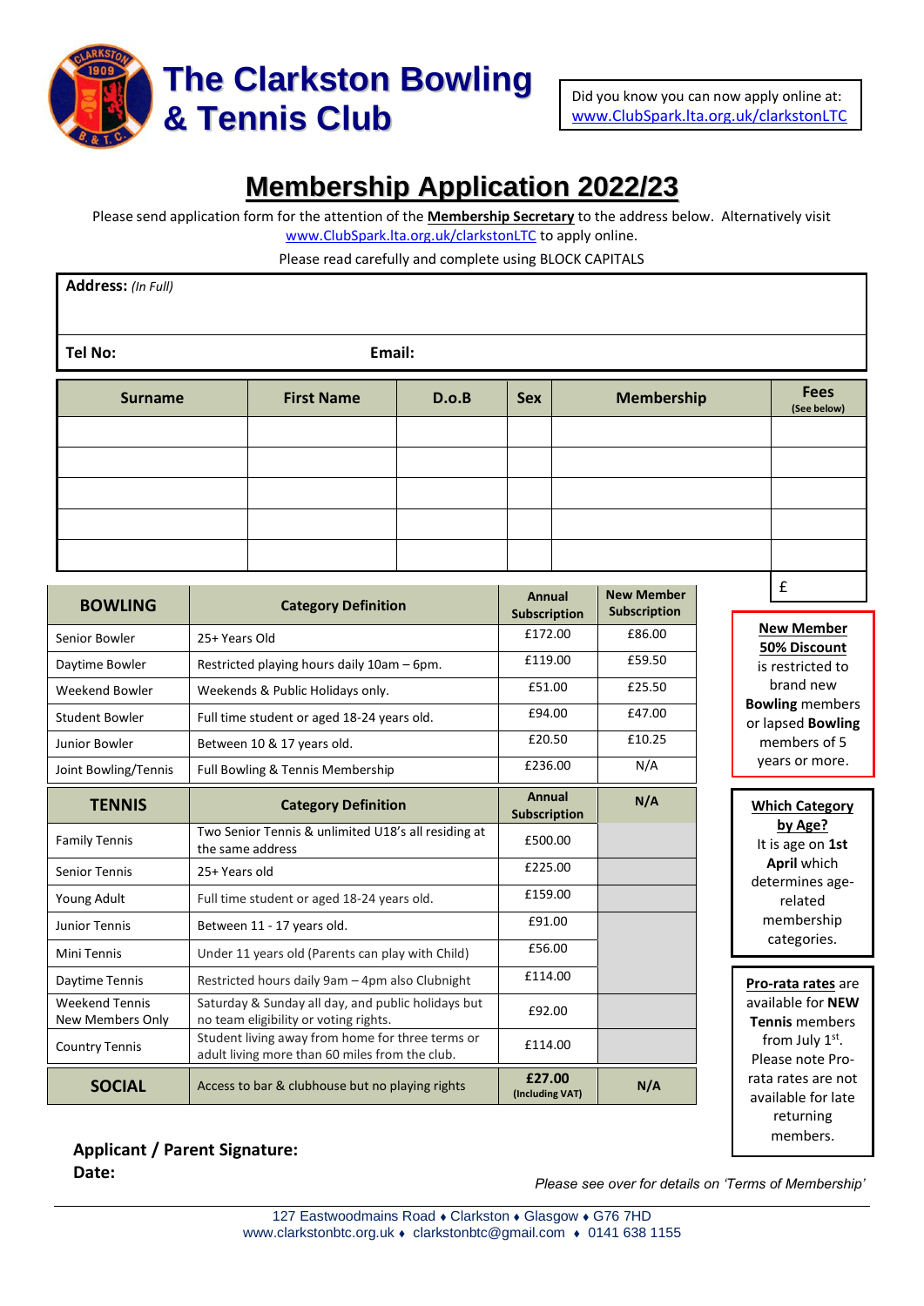# The Clarkston Bowling & Tennis Club

Did you know you can now apply online at: www.ClubSpark.lta.org.uk/clarkstonLTC

## Membership Application 2022/23

Please send application form for the attention of the **Membership Secretary** to the address below. Alternatively visit www.ClubSpark.lta.org.uk/clarkstonLTC to apply online.

Please read carefully and complete using BLOCK CAPITALS

**Address:** *(In Full)*

**Tel No:** **Email:**

| Surname | First Name | D.o.B | Sex | Membership | Fees (See below) |
|---|---|---|---|---|---|
| | | | | | |
| | | | | | |
| | | | | | |
| | | | | | |
| | | | | | |
| | | | | | £ |

| BOWLING | Category Definition | Annual Subscription | New Member Subscription |
|---|---|---|---|
| Senior Bowler | 25+ Years Old | £172.00 | £86.00 |
| Daytime Bowler | Restricted playing hours daily 10am – 6pm. | £119.00 | £59.50 |
| Weekend Bowler | Weekends & Public Holidays only. | £51.00 | £25.50 |
| Student Bowler | Full time student or aged 18-24 years old. | £94.00 | £47.00 |
| Junior Bowler | Between 10 & 17 years old. | £20.50 | £10.25 |
| Joint Bowling/Tennis | Full Bowling & Tennis Membership | £236.00 | N/A |

| TENNIS | Category Definition | Annual Subscription | N/A |
|---|---|---|---|
| Family Tennis | Two Senior Tennis & unlimited U18's all residing at the same address | £500.00 | |
| Senior Tennis | 25+ Years old | £225.00 | |
| Young Adult | Full time student or aged 18-24 years old. | £159.00 | |
| Junior Tennis | Between 11 - 17 years old. | £91.00 | |
| Mini Tennis | Under 11 years old (Parents can play with Child) | £56.00 | |
| Daytime Tennis | Restricted hours daily 9am – 4pm also Clubnight | £114.00 | |
| Weekend Tennis New Members Only | Saturday & Sunday all day, and public holidays but no team eligibility or voting rights. | £92.00 | |
| Country Tennis | Student living away from home for three terms or adult living more than 60 miles from the club. | £114.00 | |
| **SOCIAL** | Access to bar & clubhouse but no playing rights | **£27.00** (Including VAT) | **N/A** |

**New Member 50% Discount** is restricted to brand new **Bowling** members or lapsed **Bowling** members of 5 years or more.

**Which Category by Age?** It is age on **1st April** which determines age-related membership categories.

**Pro-rata rates** are available for **NEW Tennis** members from July 1st. Please note Pro-rata rates are not available for late returning members.

**Applicant / Parent Signature:**

**Date:**

*Please see over for details on 'Terms of Membership'*

127 Eastwoodmains Road ♦ Clarkston ♦ Glasgow ♦ G76 7HD
www.clarkstonbtc.org.uk ♦ clarkstonbtc@gmail.com ♦ 0141 638 1155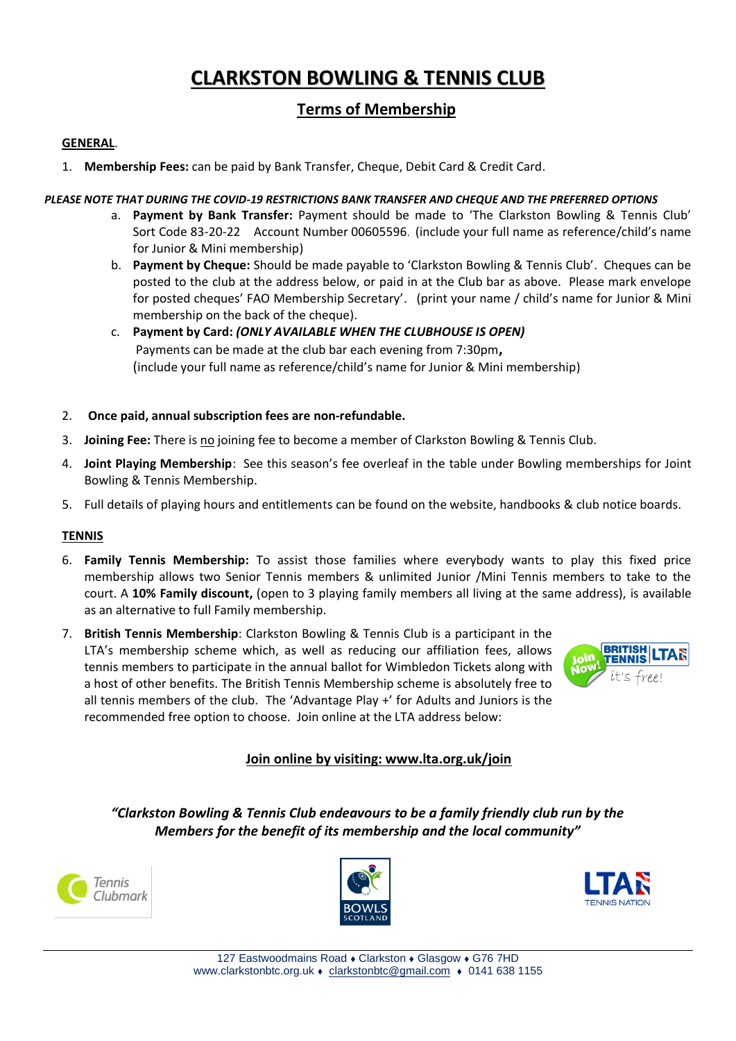// CLARKSTON BOWLING & TENNIS CLUB

## Terms of Membership

### GENERAL.

1. **Membership Fees:** can be paid by Bank Transfer, Cheque, Debit Card & Credit Card.

***PLEASE NOTE THAT DURING THE COVID-19 RESTRICTIONS BANK TRANSFER AND CHEQUE AND THE PREFERRED OPTIONS***

   a. **Payment by Bank Transfer:** Payment should be made to 'The Clarkston Bowling & Tennis Club' Sort Code 83-20-22 Account Number 00605596. (include your full name as reference/child's name for Junior & Mini membership)

   b. **Payment by Cheque:** Should be made payable to 'Clarkston Bowling & Tennis Club'. Cheques can be posted to the club at the address below, or paid in at the Club bar as above. Please mark envelope for posted cheques' FAO Membership Secretary'. (print your name / child's name for Junior & Mini membership on the back of the cheque).

   c. **Payment by Card:** ***(ONLY AVAILABLE WHEN THE CLUBHOUSE IS OPEN)***
   Payments can be made at the club bar each evening from 7:30pm**,**
   (include your full name as reference/child's name for Junior & Mini membership)

2. **Once paid, annual subscription fees are non-refundable.**

3. **Joining Fee:** There is no joining fee to become a member of Clarkston Bowling & Tennis Club.

4. **Joint Playing Membership**: See this season's fee overleaf in the table under Bowling memberships for Joint Bowling & Tennis Membership.

5. Full details of playing hours and entitlements can be found on the website, handbooks & club notice boards.

### TENNIS

6. **Family Tennis Membership:** To assist those families where everybody wants to play this fixed price membership allows two Senior Tennis members & unlimited Junior /Mini Tennis members to take to the court. A **10% Family discount,** (open to 3 playing family members all living at the same address), is available as an alternative to full Family membership.

7. **British Tennis Membership**: Clarkston Bowling & Tennis Club is a participant in the LTA's membership scheme which, as well as reducing our affiliation fees, allows tennis members to participate in the annual ballot for Wimbledon Tickets along with a host of other benefits. The British Tennis Membership scheme is absolutely free to all tennis members of the club. The 'Advantage Play +' for Adults and Juniors is the recommended free option to choose. Join online at the LTA address below:

Join Now! BRITISH TENNIS LTA it's free!

**Join online by visiting: www.lta.org.uk/join**

***"Clarkston Bowling & Tennis Club endeavours to be a family friendly club run by the Members for the benefit of its membership and the local community"***

Tennis Clubmark

BOWLS SCOTLAND

LTA TENNIS NATION

127 Eastwoodmains Road ♦ Clarkston ♦ Glasgow ♦ G76 7HD
www.clarkstonbtc.org.uk ♦ clarkstonbtc@gmail.com ♦ 0141 638 1155